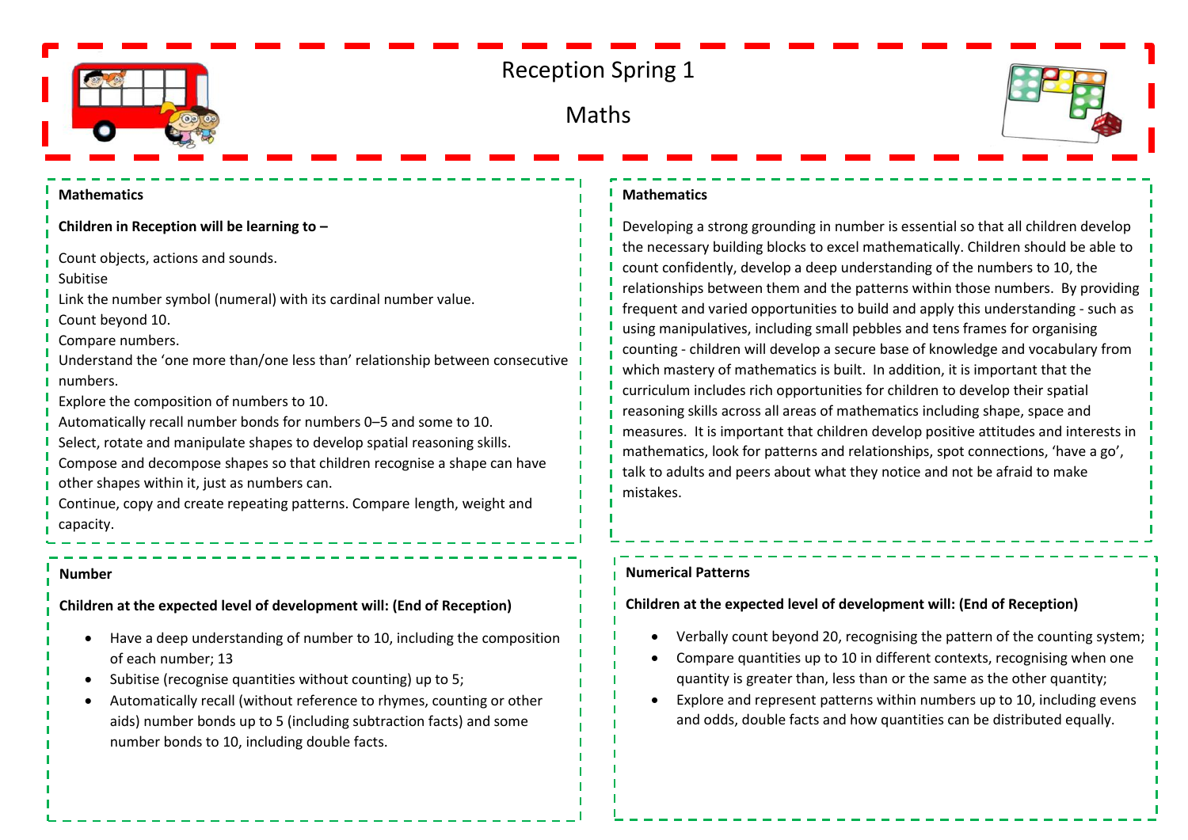# Reception Spring 1

## Maths

**Mathematics**

**Children in Reception will be learning to –**

Count objects, actions and sounds.
Subitise
Link the number symbol (numeral) with its cardinal number value.
Count beyond 10.
Compare numbers.
Understand the 'one more than/one less than' relationship between consecutive numbers.
Explore the composition of numbers to 10.
Automatically recall number bonds for numbers 0–5 and some to 10.
Select, rotate and manipulate shapes to develop spatial reasoning skills.
Compose and decompose shapes so that children recognise a shape can have other shapes within it, just as numbers can.
Continue, copy and create repeating patterns. Compare length, weight and capacity.

**Mathematics**

Developing a strong grounding in number is essential so that all children develop the necessary building blocks to excel mathematically. Children should be able to count confidently, develop a deep understanding of the numbers to 10, the relationships between them and the patterns within those numbers. By providing frequent and varied opportunities to build and apply this understanding - such as using manipulatives, including small pebbles and tens frames for organising counting - children will develop a secure base of knowledge and vocabulary from which mastery of mathematics is built. In addition, it is important that the curriculum includes rich opportunities for children to develop their spatial reasoning skills across all areas of mathematics including shape, space and measures. It is important that children develop positive attitudes and interests in mathematics, look for patterns and relationships, spot connections, 'have a go', talk to adults and peers about what they notice and not be afraid to make mistakes.

**Number**

**Children at the expected level of development will: (End of Reception)**

- Have a deep understanding of number to 10, including the composition of each number; 13
- Subitise (recognise quantities without counting) up to 5;
- Automatically recall (without reference to rhymes, counting or other aids) number bonds up to 5 (including subtraction facts) and some number bonds to 10, including double facts.

**Numerical Patterns**

**Children at the expected level of development will: (End of Reception)**

- Verbally count beyond 20, recognising the pattern of the counting system;
- Compare quantities up to 10 in different contexts, recognising when one quantity is greater than, less than or the same as the other quantity;
- Explore and represent patterns within numbers up to 10, including evens and odds, double facts and how quantities can be distributed equally.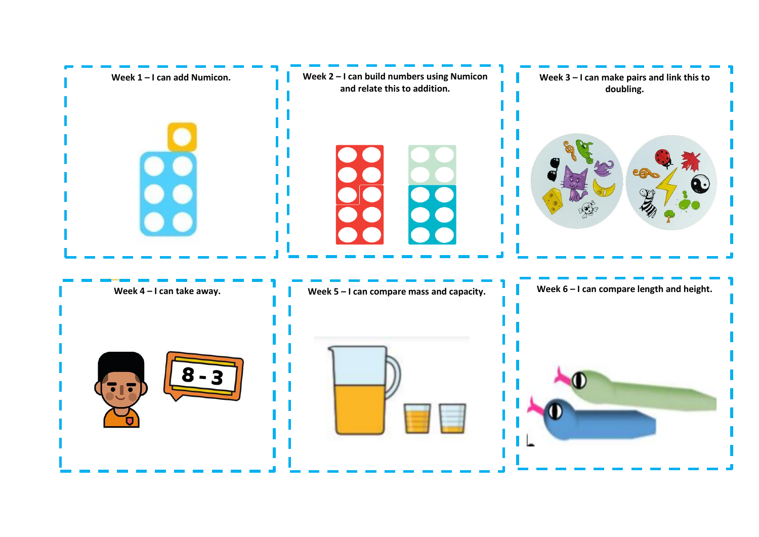**Week 1 – I can add Numicon.**

**Week 2 – I can build numbers using Numicon and relate this to addition.**

**Week 3 – I can make pairs and link this to doubling.**

**Week 4 – I can take away.**

**Week 5 – I can compare mass and capacity.**

**Week 6 – I can compare length and height.**